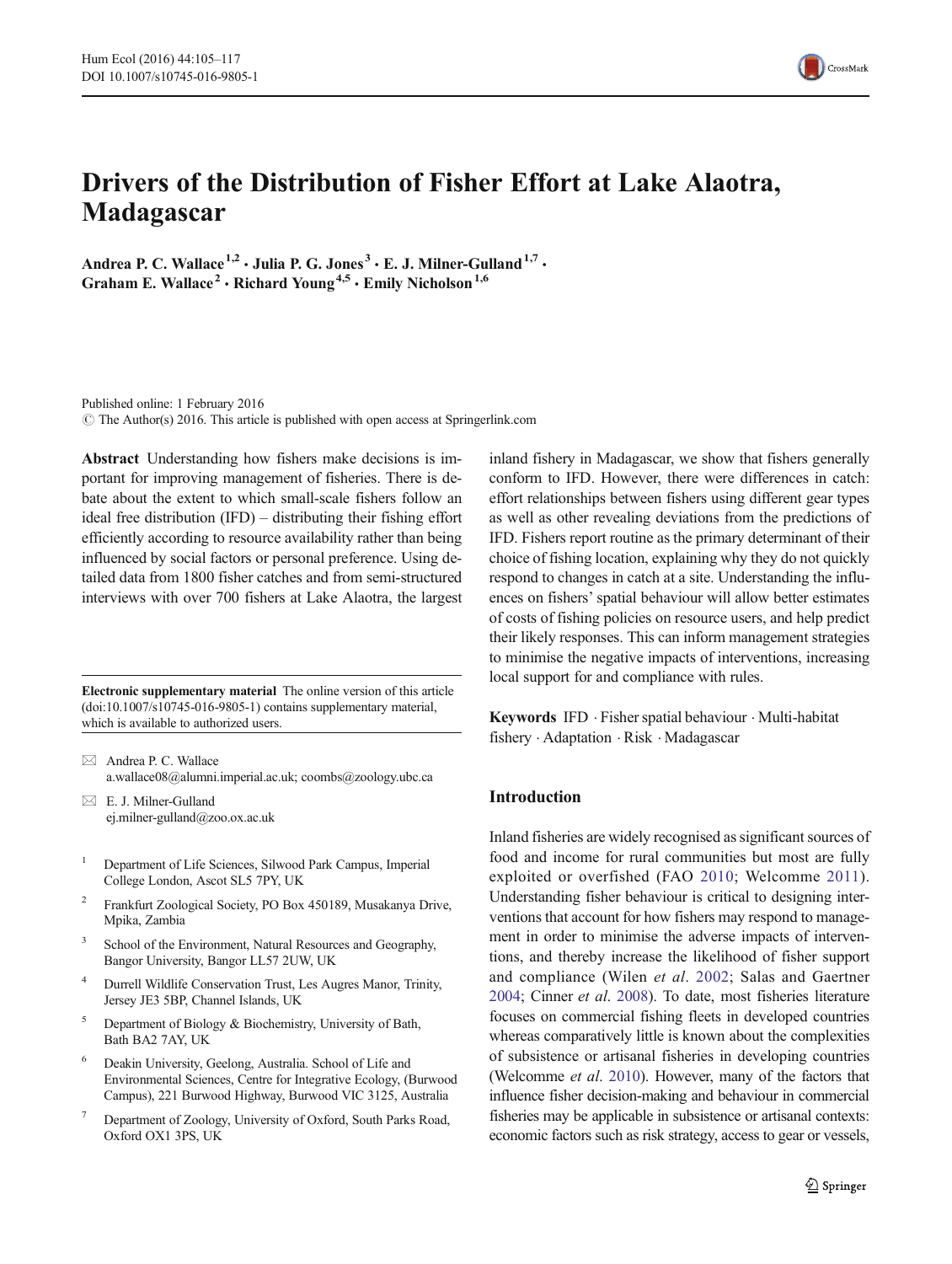# Drivers of the Distribution of Fisher Effort at Lake Alaotra, Madagascar

Andrea P. C. Wallace[1,2] · Julia P. G. Jones[3] · E. J. Milner-Gulland[1,7] · Graham E. Wallace[2] · Richard Young[4,5] · Emily Nicholson[1,6]

Published online: 1 February 2016
© The Author(s) 2016. This article is published with open access at Springerlink.com

**Abstract** Understanding how fishers make decisions is important for improving management of fisheries. There is debate about the extent to which small-scale fishers follow an ideal free distribution (IFD) – distributing their fishing effort efficiently according to resource availability rather than being influenced by social factors or personal preference. Using detailed data from 1800 fisher catches and from semi-structured interviews with over 700 fishers at Lake Alaotra, the largest inland fishery in Madagascar, we show that fishers generally conform to IFD. However, there were differences in catch: effort relationships between fishers using different gear types as well as other revealing deviations from the predictions of IFD. Fishers report routine as the primary determinant of their choice of fishing location, explaining why they do not quickly respond to changes in catch at a site. Understanding the influences on fishers' spatial behaviour will allow better estimates of costs of fishing policies on resource users, and help predict their likely responses. This can inform management strategies to minimise the negative impacts of interventions, increasing local support for and compliance with rules.

**Keywords** IFD · Fisher spatial behaviour · Multi-habitat fishery · Adaptation · Risk · Madagascar

**Electronic supplementary material** The online version of this article (doi:10.1007/s10745-016-9805-1) contains supplementary material, which is available to authorized users.

✉ Andrea P. C. Wallace
a.wallace08@alumni.imperial.ac.uk; coombs@zoology.ubc.ca

✉ E. J. Milner-Gulland
ej.milner-gulland@zoo.ox.ac.uk

1. Department of Life Sciences, Silwood Park Campus, Imperial College London, Ascot SL5 7PY, UK
2. Frankfurt Zoological Society, PO Box 450189, Musakanya Drive, Mpika, Zambia
3. School of the Environment, Natural Resources and Geography, Bangor University, Bangor LL57 2UW, UK
4. Durrell Wildlife Conservation Trust, Les Augres Manor, Trinity, Jersey JE3 5BP, Channel Islands, UK
5. Department of Biology & Biochemistry, University of Bath, Bath BA2 7AY, UK
6. Deakin University, Geelong, Australia. School of Life and Environmental Sciences, Centre for Integrative Ecology, (Burwood Campus), 221 Burwood Highway, Burwood VIC 3125, Australia
7. Department of Zoology, University of Oxford, South Parks Road, Oxford OX1 3PS, UK

## Introduction

Inland fisheries are widely recognised as significant sources of food and income for rural communities but most are fully exploited or overfished (FAO 2010; Welcomme 2011). Understanding fisher behaviour is critical to designing interventions that account for how fishers may respond to management in order to minimise the adverse impacts of interventions, and thereby increase the likelihood of fisher support and compliance (Wilen *et al*. 2002; Salas and Gaertner 2004; Cinner *et al*. 2008). To date, most fisheries literature focuses on commercial fishing fleets in developed countries whereas comparatively little is known about the complexities of subsistence or artisanal fisheries in developing countries (Welcomme *et al*. 2010). However, many of the factors that influence fisher decision-making and behaviour in commercial fisheries may be applicable in subsistence or artisanal contexts: economic factors such as risk strategy, access to gear or vessels,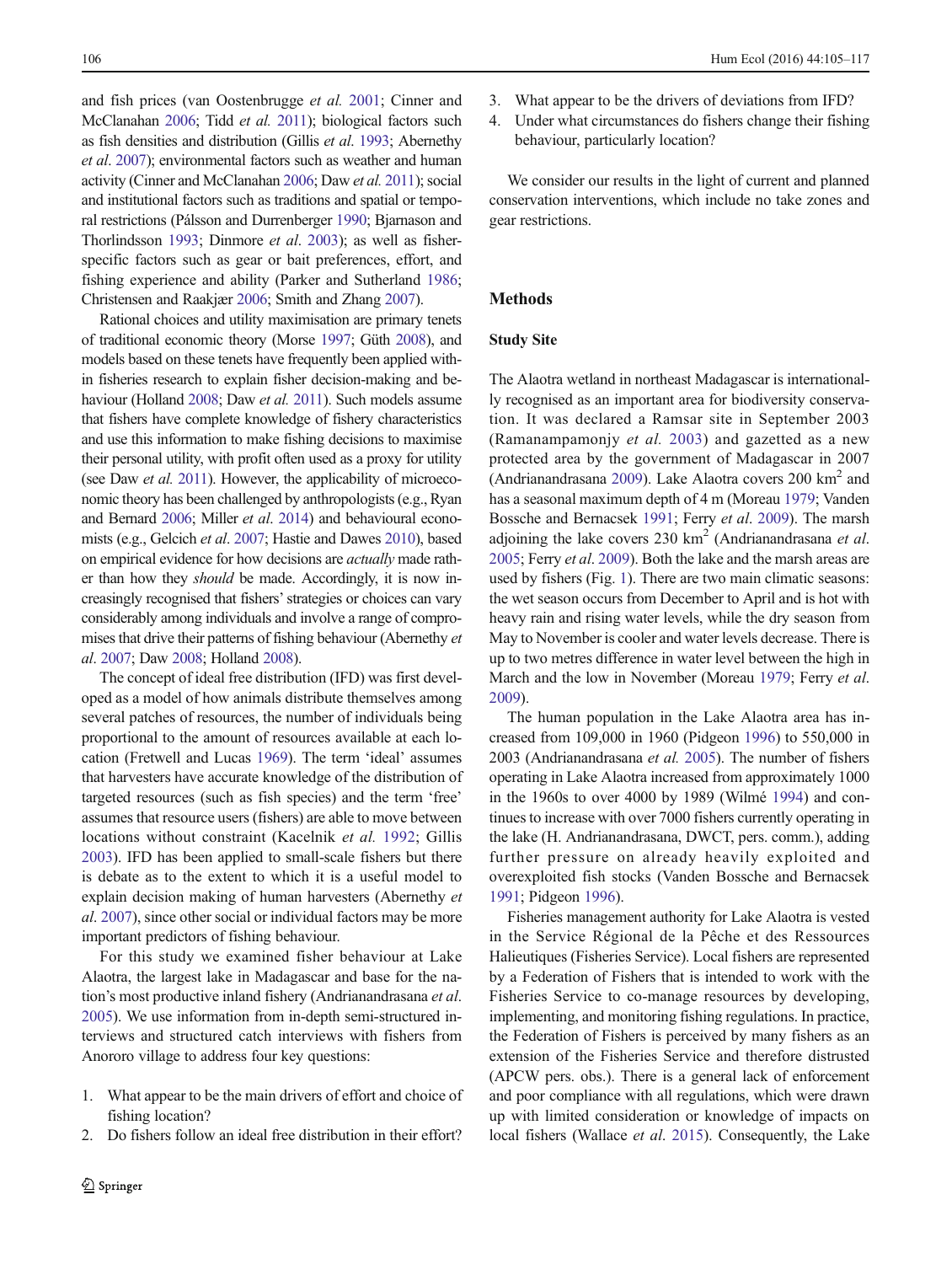and fish prices (van Oostenbrugge *et al.* 2001; Cinner and McClanahan 2006; Tidd *et al.* 2011); biological factors such as fish densities and distribution (Gillis *et al.* 1993; Abernethy *et al.* 2007); environmental factors such as weather and human activity (Cinner and McClanahan 2006; Daw *et al.* 2011); social and institutional factors such as traditions and spatial or temporal restrictions (Pálsson and Durrenberger 1990; Bjarnason and Thorlindsson 1993; Dinmore *et al.* 2003); as well as fisher-specific factors such as gear or bait preferences, effort, and fishing experience and ability (Parker and Sutherland 1986; Christensen and Raakjær 2006; Smith and Zhang 2007).

Rational choices and utility maximisation are primary tenets of traditional economic theory (Morse 1997; Güth 2008), and models based on these tenets have frequently been applied within fisheries research to explain fisher decision-making and behaviour (Holland 2008; Daw *et al.* 2011). Such models assume that fishers have complete knowledge of fishery characteristics and use this information to make fishing decisions to maximise their personal utility, with profit often used as a proxy for utility (see Daw *et al.* 2011). However, the applicability of microeconomic theory has been challenged by anthropologists (e.g., Ryan and Bernard 2006; Miller *et al.* 2014) and behavioural economists (e.g., Gelcich *et al.* 2007; Hastie and Dawes 2010), based on empirical evidence for how decisions are *actually* made rather than how they *should* be made. Accordingly, it is now increasingly recognised that fishers' strategies or choices can vary considerably among individuals and involve a range of compromises that drive their patterns of fishing behaviour (Abernethy *et al.* 2007; Daw 2008; Holland 2008).

The concept of ideal free distribution (IFD) was first developed as a model of how animals distribute themselves among several patches of resources, the number of individuals being proportional to the amount of resources available at each location (Fretwell and Lucas 1969). The term 'ideal' assumes that harvesters have accurate knowledge of the distribution of targeted resources (such as fish species) and the term 'free' assumes that resource users (fishers) are able to move between locations without constraint (Kacelnik *et al.* 1992; Gillis 2003). IFD has been applied to small-scale fishers but there is debate as to the extent to which it is a useful model to explain decision making of human harvesters (Abernethy *et al.* 2007), since other social or individual factors may be more important predictors of fishing behaviour.

For this study we examined fisher behaviour at Lake Alaotra, the largest lake in Madagascar and base for the nation's most productive inland fishery (Andrianandrasana *et al.* 2005). We use information from in-depth semi-structured interviews and structured catch interviews with fishers from Anororo village to address four key questions:

1. What appear to be the main drivers of effort and choice of fishing location?
2. Do fishers follow an ideal free distribution in their effort?
3. What appear to be the drivers of deviations from IFD?
4. Under what circumstances do fishers change their fishing behaviour, particularly location?

We consider our results in the light of current and planned conservation interventions, which include no take zones and gear restrictions.

## Methods

### Study Site

The Alaotra wetland in northeast Madagascar is internationally recognised as an important area for biodiversity conservation. It was declared a Ramsar site in September 2003 (Ramanampamonjy *et al.* 2003) and gazetted as a new protected area by the government of Madagascar in 2007 (Andrianandrasana 2009). Lake Alaotra covers 200 km$^2$ and has a seasonal maximum depth of 4 m (Moreau 1979; Vanden Bossche and Bernacsek 1991; Ferry *et al.* 2009). The marsh adjoining the lake covers 230 km$^2$ (Andrianandrasana *et al.* 2005; Ferry *et al.* 2009). Both the lake and the marsh areas are used by fishers (Fig. 1). There are two main climatic seasons: the wet season occurs from December to April and is hot with heavy rain and rising water levels, while the dry season from May to November is cooler and water levels decrease. There is up to two metres difference in water level between the high in March and the low in November (Moreau 1979; Ferry *et al.* 2009).

The human population in the Lake Alaotra area has increased from 109,000 in 1960 (Pidgeon 1996) to 550,000 in 2003 (Andrianandrasana *et al.* 2005). The number of fishers operating in Lake Alaotra increased from approximately 1000 in the 1960s to over 4000 by 1989 (Wilmé 1994) and continues to increase with over 7000 fishers currently operating in the lake (H. Andrianandrasana, DWCT, pers. comm.), adding further pressure on already heavily exploited and overexploited fish stocks (Vanden Bossche and Bernacsek 1991; Pidgeon 1996).

Fisheries management authority for Lake Alaotra is vested in the Service Régional de la Pêche et des Ressources Halieutiques (Fisheries Service). Local fishers are represented by a Federation of Fishers that is intended to work with the Fisheries Service to co-manage resources by developing, implementing, and monitoring fishing regulations. In practice, the Federation of Fishers is perceived by many fishers as an extension of the Fisheries Service and therefore distrusted (APCW pers. obs.). There is a general lack of enforcement and poor compliance with all regulations, which were drawn up with limited consideration or knowledge of impacts on local fishers (Wallace *et al.* 2015). Consequently, the Lake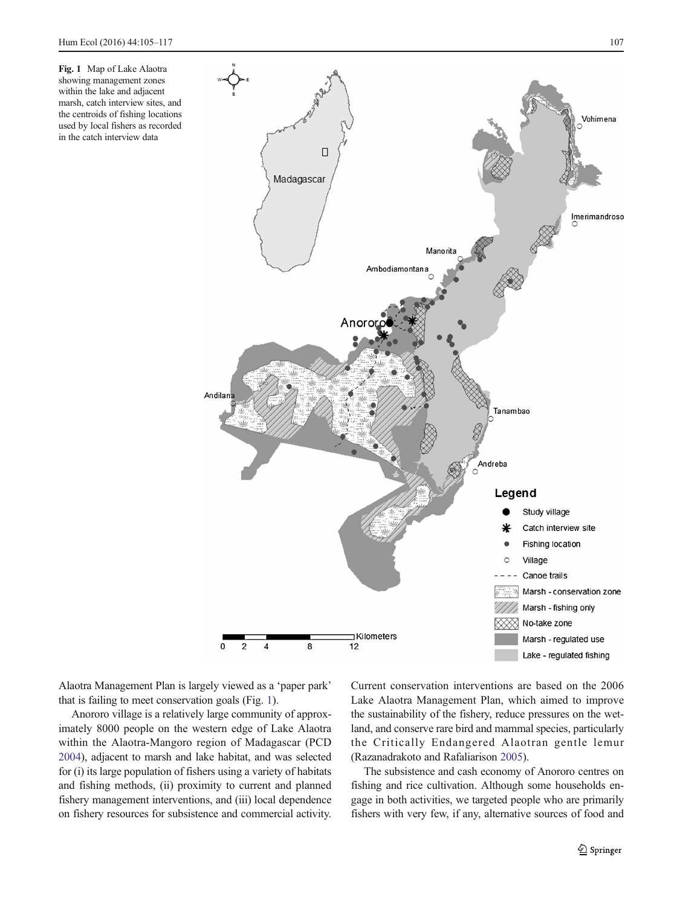Fig. 1 Map of Lake Alaotra showing management zones within the lake and adjacent marsh, catch interview sites, and the centroids of fishing locations used by local fishers as recorded in the catch interview data

Alaotra Management Plan is largely viewed as a 'paper park' that is failing to meet conservation goals (Fig. 1).

Anororo village is a relatively large community of approximately 8000 people on the western edge of Lake Alaotra within the Alaotra-Mangoro region of Madagascar (PCD 2004), adjacent to marsh and lake habitat, and was selected for (i) its large population of fishers using a variety of habitats and fishing methods, (ii) proximity to current and planned fishery management interventions, and (iii) local dependence on fishery resources for subsistence and commercial activity. Current conservation interventions are based on the 2006 Lake Alaotra Management Plan, which aimed to improve the sustainability of the fishery, reduce pressures on the wetland, and conserve rare bird and mammal species, particularly the Critically Endangered Alaotran gentle lemur (Razanadrakoto and Rafaliarison 2005).

The subsistence and cash economy of Anororo centres on fishing and rice cultivation. Although some households engage in both activities, we targeted people who are primarily fishers with very few, if any, alternative sources of food and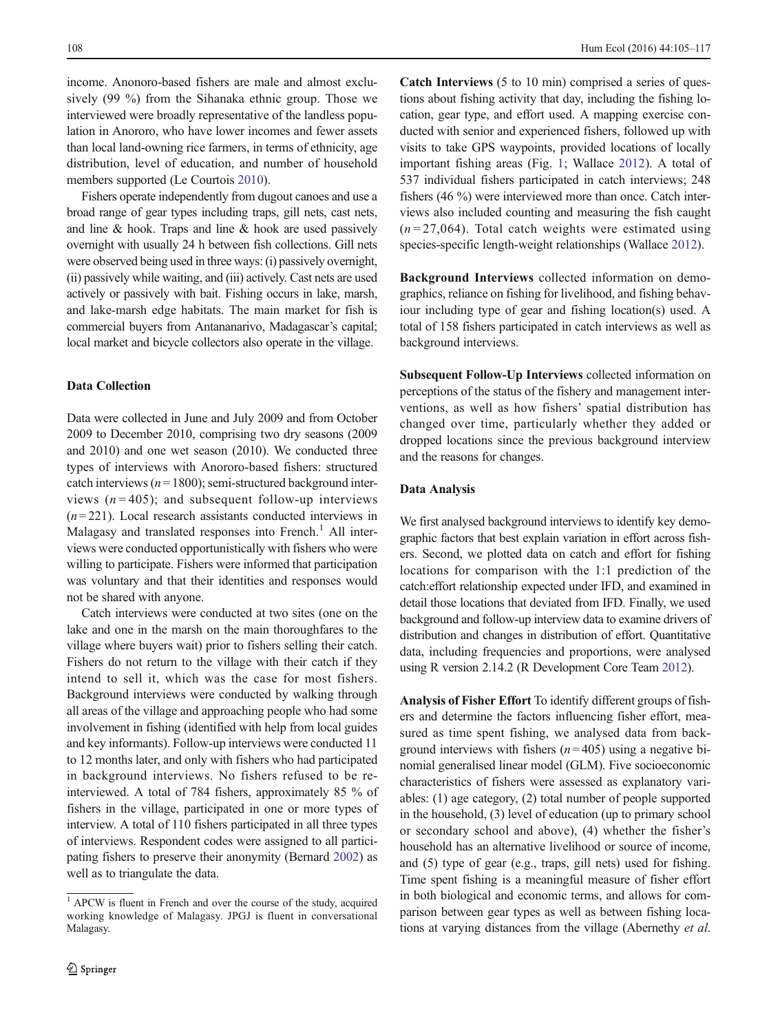income. Anonoro-based fishers are male and almost exclusively (99 %) from the Sihanaka ethnic group. Those we interviewed were broadly representative of the landless population in Anororo, who have lower incomes and fewer assets than local land-owning rice farmers, in terms of ethnicity, age distribution, level of education, and number of household members supported (Le Courtois 2010).

Fishers operate independently from dugout canoes and use a broad range of gear types including traps, gill nets, cast nets, and line & hook. Traps and line & hook are used passively overnight with usually 24 h between fish collections. Gill nets were observed being used in three ways: (i) passively overnight, (ii) passively while waiting, and (iii) actively. Cast nets are used actively or passively with bait. Fishing occurs in lake, marsh, and lake-marsh edge habitats. The main market for fish is commercial buyers from Antananarivo, Madagascar's capital; local market and bicycle collectors also operate in the village.

### Data Collection

Data were collected in June and July 2009 and from October 2009 to December 2010, comprising two dry seasons (2009 and 2010) and one wet season (2010). We conducted three types of interviews with Anororo-based fishers: structured catch interviews ($n = 1800$); semi-structured background interviews ($n = 405$); and subsequent follow-up interviews ($n = 221$). Local research assistants conducted interviews in Malagasy and translated responses into French.[1] All interviews were conducted opportunistically with fishers who were willing to participate. Fishers were informed that participation was voluntary and that their identities and responses would not be shared with anyone.

Catch interviews were conducted at two sites (one on the lake and one in the marsh on the main thoroughfares to the village where buyers wait) prior to fishers selling their catch. Fishers do not return to the village with their catch if they intend to sell it, which was the case for most fishers. Background interviews were conducted by walking through all areas of the village and approaching people who had some involvement in fishing (identified with help from local guides and key informants). Follow-up interviews were conducted 11 to 12 months later, and only with fishers who had participated in background interviews. No fishers refused to be re-interviewed. A total of 784 fishers, approximately 85 % of fishers in the village, participated in one or more types of interview. A total of 110 fishers participated in all three types of interviews. Respondent codes were assigned to all participating fishers to preserve their anonymity (Bernard 2002) as well as to triangulate the data.

[1] APCW is fluent in French and over the course of the study, acquired working knowledge of Malagasy. JPGJ is fluent in conversational Malagasy.

**Catch Interviews** (5 to 10 min) comprised a series of questions about fishing activity that day, including the fishing location, gear type, and effort used. A mapping exercise conducted with senior and experienced fishers, followed up with visits to take GPS waypoints, provided locations of locally important fishing areas (Fig. 1; Wallace 2012). A total of 537 individual fishers participated in catch interviews; 248 fishers (46 %) were interviewed more than once. Catch interviews also included counting and measuring the fish caught ($n = 27{,}064$). Total catch weights were estimated using species-specific length-weight relationships (Wallace 2012).

**Background Interviews** collected information on demographics, reliance on fishing for livelihood, and fishing behaviour including type of gear and fishing location(s) used. A total of 158 fishers participated in catch interviews as well as background interviews.

**Subsequent Follow-Up Interviews** collected information on perceptions of the status of the fishery and management interventions, as well as how fishers' spatial distribution has changed over time, particularly whether they added or dropped locations since the previous background interview and the reasons for changes.

### Data Analysis

We first analysed background interviews to identify key demographic factors that best explain variation in effort across fishers. Second, we plotted data on catch and effort for fishing locations for comparison with the 1:1 prediction of the catch:effort relationship expected under IFD, and examined in detail those locations that deviated from IFD. Finally, we used background and follow-up interview data to examine drivers of distribution and changes in distribution of effort. Quantitative data, including frequencies and proportions, were analysed using R version 2.14.2 (R Development Core Team 2012).

**Analysis of Fisher Effort** To identify different groups of fishers and determine the factors influencing fisher effort, measured as time spent fishing, we analysed data from background interviews with fishers ($n = 405$) using a negative binomial generalised linear model (GLM). Five socioeconomic characteristics of fishers were assessed as explanatory variables: (1) age category, (2) total number of people supported in the household, (3) level of education (up to primary school or secondary school and above), (4) whether the fisher's household has an alternative livelihood or source of income, and (5) type of gear (e.g., traps, gill nets) used for fishing. Time spent fishing is a meaningful measure of fisher effort in both biological and economic terms, and allows for comparison between gear types as well as between fishing locations at varying distances from the village (Abernethy *et al.*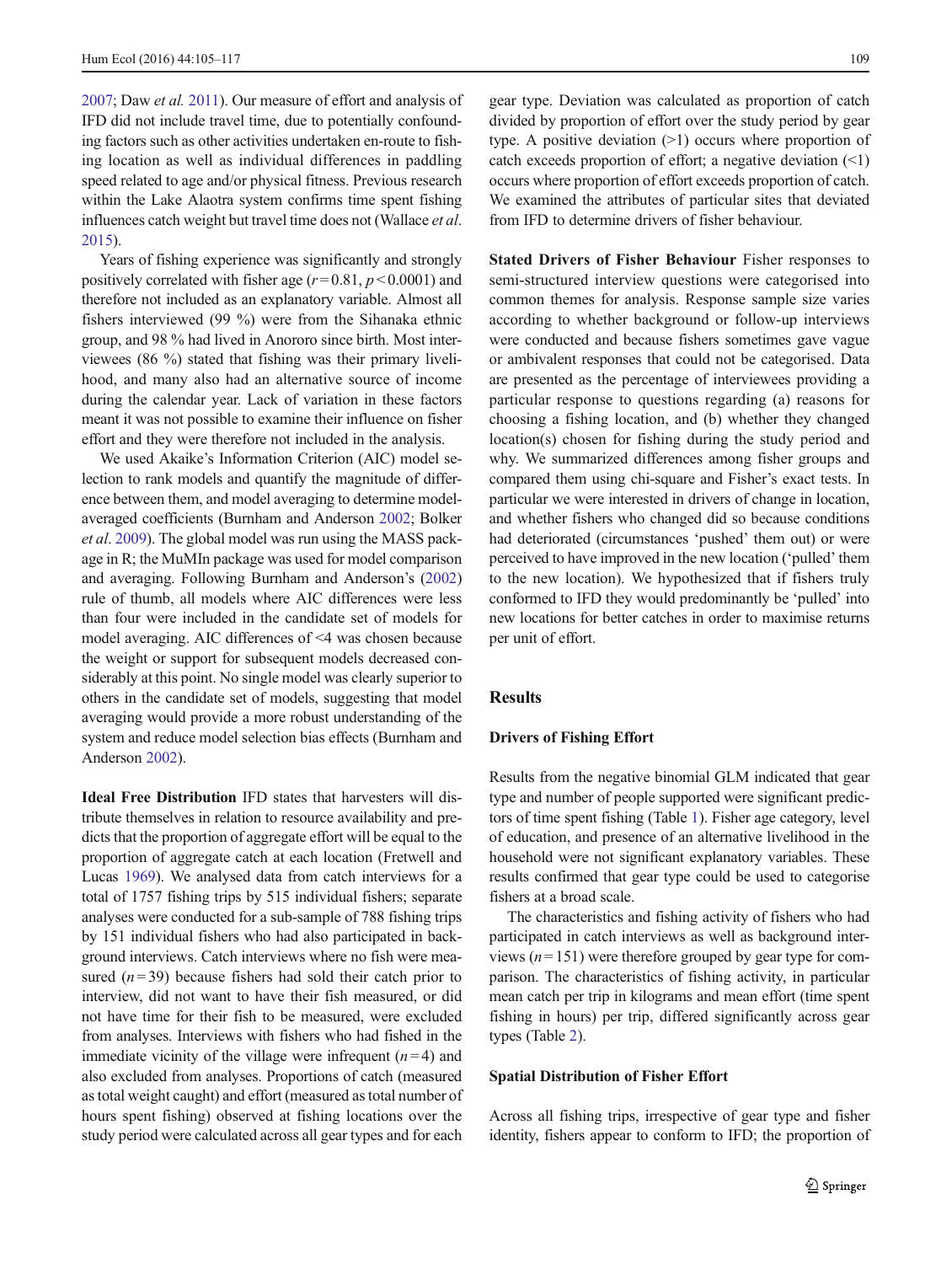2007; Daw *et al.* 2011). Our measure of effort and analysis of IFD did not include travel time, due to potentially confounding factors such as other activities undertaken en-route to fishing location as well as individual differences in paddling speed related to age and/or physical fitness. Previous research within the Lake Alaotra system confirms time spent fishing influences catch weight but travel time does not (Wallace *et al.* 2015).

Years of fishing experience was significantly and strongly positively correlated with fisher age ($r = 0.81$, $p < 0.0001$) and therefore not included as an explanatory variable. Almost all fishers interviewed (99 %) were from the Sihanaka ethnic group, and 98 % had lived in Anororo since birth. Most interviewees (86 %) stated that fishing was their primary livelihood, and many also had an alternative source of income during the calendar year. Lack of variation in these factors meant it was not possible to examine their influence on fisher effort and they were therefore not included in the analysis.

We used Akaike's Information Criterion (AIC) model selection to rank models and quantify the magnitude of difference between them, and model averaging to determine model-averaged coefficients (Burnham and Anderson 2002; Bolker *et al.* 2009). The global model was run using the MASS package in R; the MuMIn package was used for model comparison and averaging. Following Burnham and Anderson's (2002) rule of thumb, all models where AIC differences were less than four were included in the candidate set of models for model averaging. AIC differences of <4 was chosen because the weight or support for subsequent models decreased considerably at this point. No single model was clearly superior to others in the candidate set of models, suggesting that model averaging would provide a more robust understanding of the system and reduce model selection bias effects (Burnham and Anderson 2002).

**Ideal Free Distribution** IFD states that harvesters will distribute themselves in relation to resource availability and predicts that the proportion of aggregate effort will be equal to the proportion of aggregate catch at each location (Fretwell and Lucas 1969). We analysed data from catch interviews for a total of 1757 fishing trips by 515 individual fishers; separate analyses were conducted for a sub-sample of 788 fishing trips by 151 individual fishers who had also participated in background interviews. Catch interviews where no fish were measured ($n = 39$) because fishers had sold their catch prior to interview, did not want to have their fish measured, or did not have time for their fish to be measured, were excluded from analyses. Interviews with fishers who had fished in the immediate vicinity of the village were infrequent ($n = 4$) and also excluded from analyses. Proportions of catch (measured as total weight caught) and effort (measured as total number of hours spent fishing) observed at fishing locations over the study period were calculated across all gear types and for each gear type. Deviation was calculated as proportion of catch divided by proportion of effort over the study period by gear type. A positive deviation (>1) occurs where proportion of catch exceeds proportion of effort; a negative deviation (<1) occurs where proportion of effort exceeds proportion of catch. We examined the attributes of particular sites that deviated from IFD to determine drivers of fisher behaviour.

**Stated Drivers of Fisher Behaviour** Fisher responses to semi-structured interview questions were categorised into common themes for analysis. Response sample size varies according to whether background or follow-up interviews were conducted and because fishers sometimes gave vague or ambivalent responses that could not be categorised. Data are presented as the percentage of interviewees providing a particular response to questions regarding (a) reasons for choosing a fishing location, and (b) whether they changed location(s) chosen for fishing during the study period and why. We summarized differences among fisher groups and compared them using chi-square and Fisher's exact tests. In particular we were interested in drivers of change in location, and whether fishers who changed did so because conditions had deteriorated (circumstances 'pushed' them out) or were perceived to have improved in the new location ('pulled' them to the new location). We hypothesized that if fishers truly conformed to IFD they would predominantly be 'pulled' into new locations for better catches in order to maximise returns per unit of effort.

## Results

### Drivers of Fishing Effort

Results from the negative binomial GLM indicated that gear type and number of people supported were significant predictors of time spent fishing (Table 1). Fisher age category, level of education, and presence of an alternative livelihood in the household were not significant explanatory variables. These results confirmed that gear type could be used to categorise fishers at a broad scale.

The characteristics and fishing activity of fishers who had participated in catch interviews as well as background interviews ($n = 151$) were therefore grouped by gear type for comparison. The characteristics of fishing activity, in particular mean catch per trip in kilograms and mean effort (time spent fishing in hours) per trip, differed significantly across gear types (Table 2).

### Spatial Distribution of Fisher Effort

Across all fishing trips, irrespective of gear type and fisher identity, fishers appear to conform to IFD; the proportion of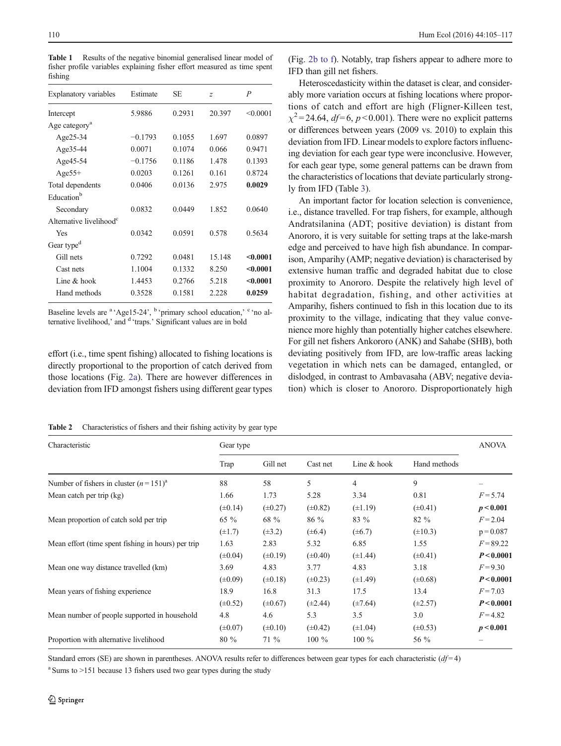**Table 1** Results of the negative binomial generalised linear model of fisher profile variables explaining fisher effort measured as time spent fishing

| Explanatory variables | Estimate | SE | *z* | *P* |
|---|---|---|---|---|
| Intercept | 5.9886 | 0.2931 | 20.397 | <0.0001 |
| Age category[a] | | | | |
| Age25-34 | −0.1793 | 0.1055 | 1.697 | 0.0897 |
| Age35-44 | 0.0071 | 0.1074 | 0.066 | 0.9471 |
| Age45-54 | −0.1756 | 0.1186 | 1.478 | 0.1393 |
| Age55+ | 0.0203 | 0.1261 | 0.161 | 0.8724 |
| Total dependents | 0.0406 | 0.0136 | 2.975 | **0.0029** |
| Education[b] | | | | |
| Secondary | 0.0832 | 0.0449 | 1.852 | 0.0640 |
| Alternative livelihood[c] | | | | |
| Yes | 0.0342 | 0.0591 | 0.578 | 0.5634 |
| Gear type[d] | | | | |
| Gill nets | 0.7292 | 0.0481 | 15.148 | **<0.0001** |
| Cast nets | 1.1004 | 0.1332 | 8.250 | **<0.0001** |
| Line & hook | 1.4453 | 0.2766 | 5.218 | **<0.0001** |
| Hand methods | 0.3528 | 0.1581 | 2.228 | **0.0259** |

Baseline levels are [a] 'Age15-24', [b] 'primary school education,' [c] 'no alternative livelihood,' and [d] 'traps.' Significant values are in bold

effort (i.e., time spent fishing) allocated to fishing locations is directly proportional to the proportion of catch derived from those locations (Fig. 2a). There are however differences in deviation from IFD amongst fishers using different gear types (Fig. 2b to f). Notably, trap fishers appear to adhere more to IFD than gill net fishers.

Heteroscedasticity within the dataset is clear, and considerably more variation occurs at fishing locations where proportions of catch and effort are high (Fligner-Killeen test, $\chi^2 = 24.64$, $df = 6$, $p < 0.001$). There were no explicit patterns or differences between years (2009 vs. 2010) to explain this deviation from IFD. Linear models to explore factors influencing deviation for each gear type were inconclusive. However, for each gear type, some general patterns can be drawn from the characteristics of locations that deviate particularly strongly from IFD (Table 3).

An important factor for location selection is convenience, i.e., distance travelled. For trap fishers, for example, although Andratsilanina (ADT; positive deviation) is distant from Anororo, it is very suitable for setting traps at the lake-marsh edge and perceived to have high fish abundance. In comparison, Amparihy (AMP; negative deviation) is characterised by extensive human traffic and degraded habitat due to close proximity to Anororo. Despite the relatively high level of habitat degradation, fishing, and other activities at Amparihy, fishers continued to fish in this location due to its proximity to the village, indicating that they value convenience more highly than potentially higher catches elsewhere. For gill net fishers Ankororo (ANK) and Sahabe (SHB), both deviating positively from IFD, are low-traffic areas lacking vegetation in which nets can be damaged, entangled, or dislodged, in contrast to Ambavasaha (ABV; negative deviation) which is closer to Anororo. Disproportionately high

**Table 2** Characteristics of fishers and their fishing activity by gear type

| Characteristic | Gear type | | | | | ANOVA |
|---|---|---|---|---|---|---|
| | Trap | Gill net | Cast net | Line & hook | Hand methods | |
| Number of fishers in cluster ($n = 151$)[a] | 88 | 58 | 5 | 4 | 9 | – |
| Mean catch per trip (kg) | 1.66 | 1.73 | 5.28 | 3.34 | 0.81 | $F = 5.74$ |
| | (±0.14) | (±0.27) | (±0.82) | (±1.19) | (±0.41) | $\boldsymbol{p < 0.001}$ |
| Mean proportion of catch sold per trip | 65 % | 68 % | 86 % | 83 % | 82 % | $F = 2.04$ |
| | (±1.7) | (±3.2) | (±6.4) | (±6.7) | (±10.3) | $p = 0.087$ |
| Mean effort (time spent fishing in hours) per trip | 1.63 | 2.83 | 5.32 | 6.85 | 1.55 | $F = 89.22$ |
| | (±0.04) | (±0.19) | (±0.40) | (±1.44) | (±0.41) | $\boldsymbol{P < 0.0001}$ |
| Mean one way distance travelled (km) | 3.69 | 4.83 | 3.77 | 4.83 | 3.18 | $F = 9.30$ |
| | (±0.09) | (±0.18) | (±0.23) | (±1.49) | (±0.68) | $\boldsymbol{P < 0.0001}$ |
| Mean years of fishing experience | 18.9 | 16.8 | 31.3 | 17.5 | 13.4 | $F = 7.03$ |
| | (±0.52) | (±0.67) | (±2.44) | (±7.64) | (±2.57) | $\boldsymbol{P < 0.0001}$ |
| Mean number of people supported in household | 4.8 | 4.6 | 5.3 | 3.5 | 3.0 | $F = 4.82$ |
| | (±0.07) | (±0.10) | (±0.42) | (±1.04) | (±0.53) | $\boldsymbol{p < 0.001}$ |
| Proportion with alternative livelihood | 80 % | 71 % | 100 % | 100 % | 56 % | – |

Standard errors (SE) are shown in parentheses. ANOVA results refer to differences between gear types for each characteristic ($df = 4$)

[a] Sums to >151 because 13 fishers used two gear types during the study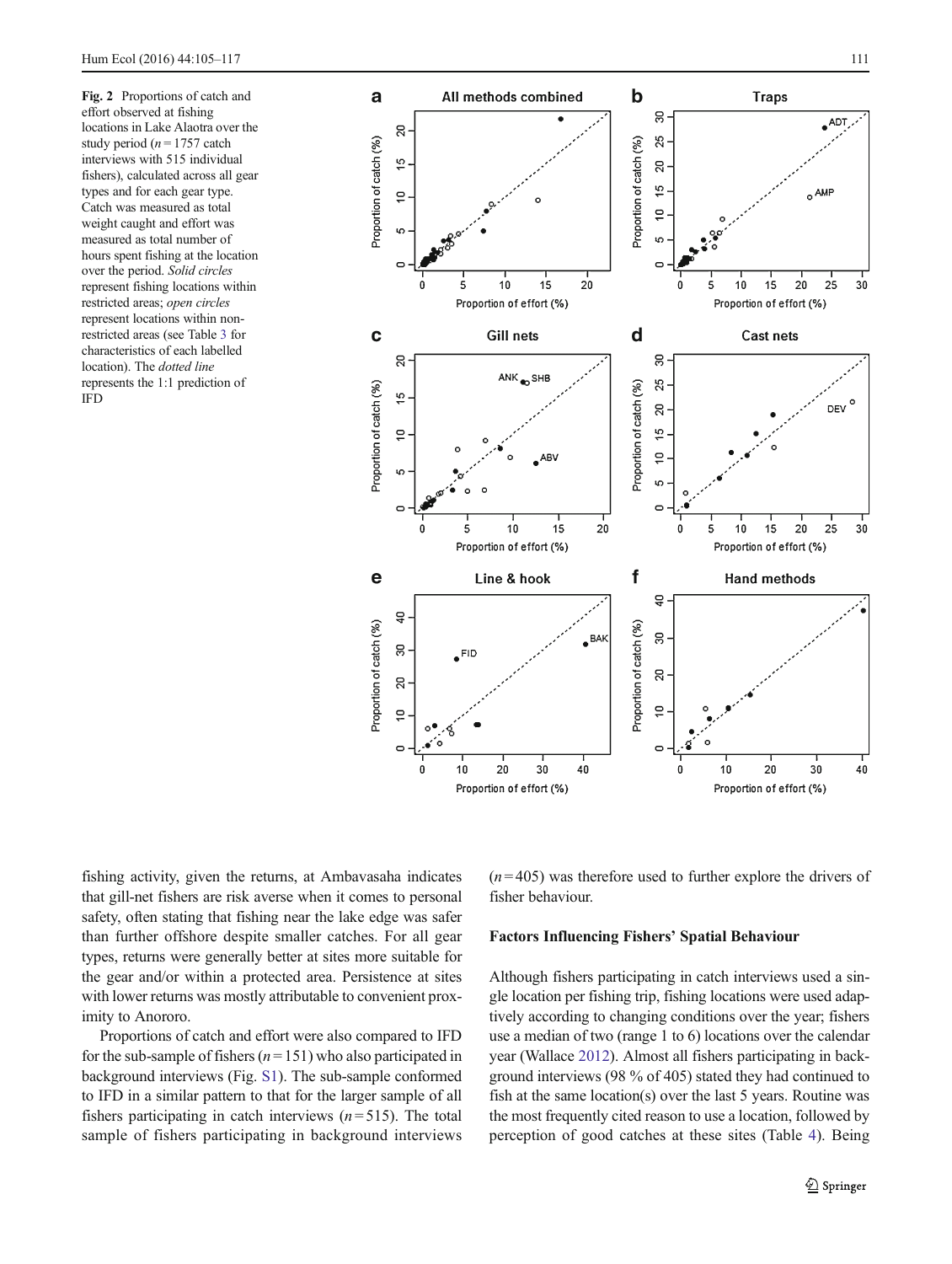Fig. 2 Proportions of catch and effort observed at fishing locations in Lake Alaotra over the study period ($n = 1757$ catch interviews with 515 individual fishers), calculated across all gear types and for each gear type. Catch was measured as total weight caught and effort was measured as total number of hours spent fishing at the location over the period. *Solid circles* represent fishing locations within restricted areas; *open circles* represent locations within non-restricted areas (see Table 3 for characteristics of each labelled location). The *dotted line* represents the 1:1 prediction of IFD

fishing activity, given the returns, at Ambavasaha indicates that gill-net fishers are risk averse when it comes to personal safety, often stating that fishing near the lake edge was safer than further offshore despite smaller catches. For all gear types, returns were generally better at sites more suitable for the gear and/or within a protected area. Persistence at sites with lower returns was mostly attributable to convenient proximity to Anororo.

Proportions of catch and effort were also compared to IFD for the sub-sample of fishers ($n = 151$) who also participated in background interviews (Fig. S1). The sub-sample conformed to IFD in a similar pattern to that for the larger sample of all fishers participating in catch interviews ($n = 515$). The total sample of fishers participating in background interviews ($n = 405$) was therefore used to further explore the drivers of fisher behaviour.

### Factors Influencing Fishers' Spatial Behaviour

Although fishers participating in catch interviews used a single location per fishing trip, fishing locations were used adaptively according to changing conditions over the year; fishers use a median of two (range 1 to 6) locations over the calendar year (Wallace 2012). Almost all fishers participating in background interviews (98 % of 405) stated they had continued to fish at the same location(s) over the last 5 years. Routine was the most frequently cited reason to use a location, followed by perception of good catches at these sites (Table 4). Being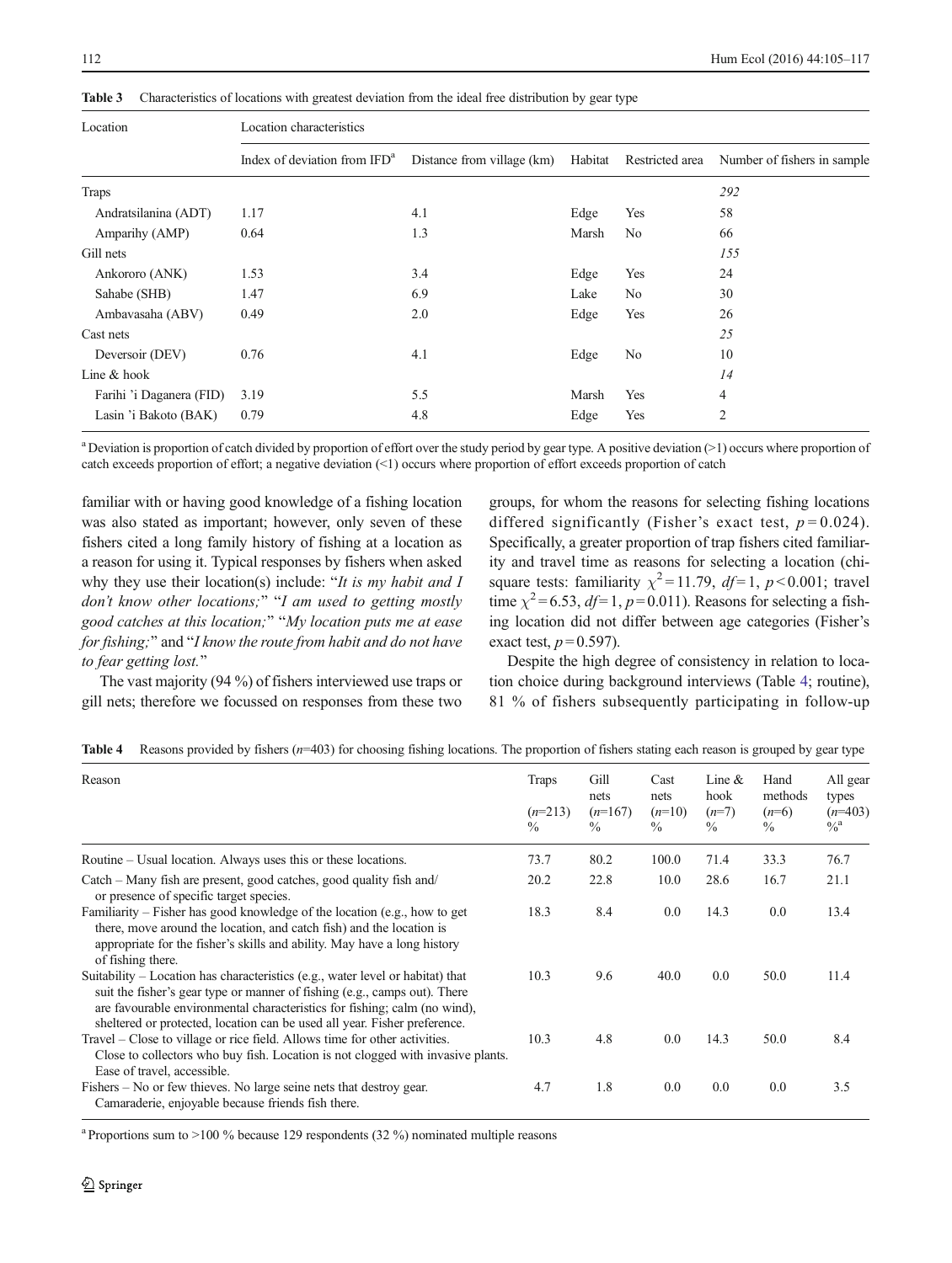**Table 3** Characteristics of locations with greatest deviation from the ideal free distribution by gear type

| Location | Location characteristics | | | | |
|---|---|---|---|---|---|
| | Index of deviation from IFD[a] | Distance from village (km) | Habitat | Restricted area | Number of fishers in sample |
| Traps | | | | | *292* |
| Andratsilanina (ADT) | 1.17 | 4.1 | Edge | Yes | 58 |
| Amparihy (AMP) | 0.64 | 1.3 | Marsh | No | 66 |
| Gill nets | | | | | *155* |
| Ankororo (ANK) | 1.53 | 3.4 | Edge | Yes | 24 |
| Sahabe (SHB) | 1.47 | 6.9 | Lake | No | 30 |
| Ambavasaha (ABV) | 0.49 | 2.0 | Edge | Yes | 26 |
| Cast nets | | | | | *25* |
| Deversoir (DEV) | 0.76 | 4.1 | Edge | No | 10 |
| Line & hook | | | | | *14* |
| Farihi 'i Daganera (FID) | 3.19 | 5.5 | Marsh | Yes | 4 |
| Lasin 'i Bakoto (BAK) | 0.79 | 4.8 | Edge | Yes | 2 |

[a] Deviation is proportion of catch divided by proportion of effort over the study period by gear type. A positive deviation (>1) occurs where proportion of catch exceeds proportion of effort; a negative deviation (<1) occurs where proportion of effort exceeds proportion of catch

familiar with or having good knowledge of a fishing location was also stated as important; however, only seven of these fishers cited a long family history of fishing at a location as a reason for using it. Typical responses by fishers when asked why they use their location(s) include: "*It is my habit and I don't know other locations;*" "*I am used to getting mostly good catches at this location;*" "*My location puts me at ease for fishing;*" and "*I know the route from habit and do not have to fear getting lost.*"

The vast majority (94 %) of fishers interviewed use traps or gill nets; therefore we focussed on responses from these two groups, for whom the reasons for selecting fishing locations differed significantly (Fisher's exact test, $p = 0.024$). Specifically, a greater proportion of trap fishers cited familiarity and travel time as reasons for selecting a location (chi-square tests: familiarity $\chi^2 = 11.79$, $df = 1$, $p < 0.001$; travel time $\chi^2 = 6.53$, $df = 1$, $p = 0.011$). Reasons for selecting a fishing location did not differ between age categories (Fisher's exact test, $p = 0.597$).

Despite the high degree of consistency in relation to location choice during background interviews (Table 4; routine), 81 % of fishers subsequently participating in follow-up

**Table 4** Reasons provided by fishers ($n$=403) for choosing fishing locations. The proportion of fishers stating each reason is grouped by gear type

| Reason | Traps ($n$=213) % | Gill nets ($n$=167) % | Cast nets ($n$=10) % | Line & hook ($n$=7) % | Hand methods ($n$=6) % | All gear types ($n$=403) %[a] |
|---|---|---|---|---|---|---|
| Routine – Usual location. Always uses this or these locations. | 73.7 | 80.2 | 100.0 | 71.4 | 33.3 | 76.7 |
| Catch – Many fish are present, good catches, good quality fish and/ or presence of specific target species. | 20.2 | 22.8 | 10.0 | 28.6 | 16.7 | 21.1 |
| Familiarity – Fisher has good knowledge of the location (e.g., how to get there, move around the location, and catch fish) and the location is appropriate for the fisher's skills and ability. May have a long history of fishing there. | 18.3 | 8.4 | 0.0 | 14.3 | 0.0 | 13.4 |
| Suitability – Location has characteristics (e.g., water level or habitat) that suit the fisher's gear type or manner of fishing (e.g., camps out). There are favourable environmental characteristics for fishing; calm (no wind), sheltered or protected, location can be used all year. Fisher preference. | 10.3 | 9.6 | 40.0 | 0.0 | 50.0 | 11.4 |
| Travel – Close to village or rice field. Allows time for other activities. Close to collectors who buy fish. Location is not clogged with invasive plants. Ease of travel, accessible. | 10.3 | 4.8 | 0.0 | 14.3 | 50.0 | 8.4 |
| Fishers – No or few thieves. No large seine nets that destroy gear. Camaraderie, enjoyable because friends fish there. | 4.7 | 1.8 | 0.0 | 0.0 | 0.0 | 3.5 |

[a] Proportions sum to >100 % because 129 respondents (32 %) nominated multiple reasons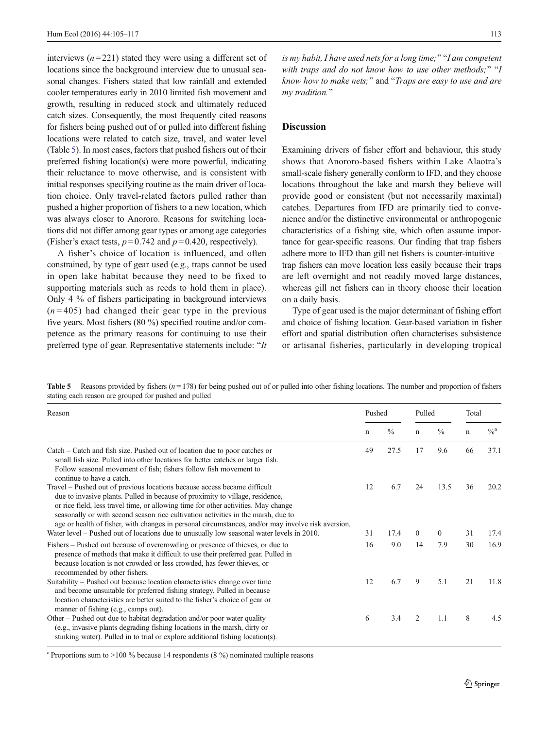interviews ($n = 221$) stated they were using a different set of locations since the background interview due to unusual seasonal changes. Fishers stated that low rainfall and extended cooler temperatures early in 2010 limited fish movement and growth, resulting in reduced stock and ultimately reduced catch sizes. Consequently, the most frequently cited reasons for fishers being pushed out of or pulled into different fishing locations were related to catch size, travel, and water level (Table 5). In most cases, factors that pushed fishers out of their preferred fishing location(s) were more powerful, indicating their reluctance to move otherwise, and is consistent with initial responses specifying routine as the main driver of location choice. Only travel-related factors pulled rather than pushed a higher proportion of fishers to a new location, which was always closer to Anororo. Reasons for switching locations did not differ among gear types or among age categories (Fisher's exact tests, $p = 0.742$ and $p = 0.420$, respectively).

A fisher's choice of location is influenced, and often constrained, by type of gear used (e.g., traps cannot be used in open lake habitat because they need to be fixed to supporting materials such as reeds to hold them in place). Only 4 % of fishers participating in background interviews ($n = 405$) had changed their gear type in the previous five years. Most fishers (80 %) specified routine and/or competence as the primary reasons for continuing to use their preferred type of gear. Representative statements include: "*It is my habit, I have used nets for a long time;*" "*I am competent with traps and do not know how to use other methods;*" "*I know how to make nets;*" and "*Traps are easy to use and are my tradition.*"

## Discussion

Examining drivers of fisher effort and behaviour, this study shows that Anororo-based fishers within Lake Alaotra's small-scale fishery generally conform to IFD, and they choose locations throughout the lake and marsh they believe will provide good or consistent (but not necessarily maximal) catches. Departures from IFD are primarily tied to convenience and/or the distinctive environmental or anthropogenic characteristics of a fishing site, which often assume importance for gear-specific reasons. Our finding that trap fishers adhere more to IFD than gill net fishers is counter-intuitive – trap fishers can move location less easily because their traps are left overnight and not readily moved large distances, whereas gill net fishers can in theory choose their location on a daily basis.

Type of gear used is the major determinant of fishing effort and choice of fishing location. Gear-based variation in fisher effort and spatial distribution often characterises subsistence or artisanal fisheries, particularly in developing tropical

**Table 5** Reasons provided by fishers ($n = 178$) for being pushed out of or pulled into other fishing locations. The number and proportion of fishers stating each reason are grouped for pushed and pulled

| Reason | Pushed | | Pulled | | Total | |
|---|---|---|---|---|---|---|
| | n | % | n | % | n | %[a] |
| Catch – Catch and fish size. Pushed out of location due to poor catches or small fish size. Pulled into other locations for better catches or larger fish. Follow seasonal movement of fish; fishers follow fish movement to continue to have a catch. | 49 | 27.5 | 17 | 9.6 | 66 | 37.1 |
| Travel – Pushed out of previous locations because access became difficult due to invasive plants. Pulled in because of proximity to village, residence, or rice field, less travel time, or allowing time for other activities. May change seasonally or with second season rice cultivation activities in the marsh, due to age or health of fisher, with changes in personal circumstances, and/or may involve risk aversion. | 12 | 6.7 | 24 | 13.5 | 36 | 20.2 |
| Water level – Pushed out of locations due to unusually low seasonal water levels in 2010. | 31 | 17.4 | 0 | 0 | 31 | 17.4 |
| Fishers – Pushed out because of overcrowding or presence of thieves, or due to presence of methods that make it difficult to use their preferred gear. Pulled in because location is not crowded or less crowded, has fewer thieves, or recommended by other fishers. | 16 | 9.0 | 14 | 7.9 | 30 | 16.9 |
| Suitability – Pushed out because location characteristics change over time and become unsuitable for preferred fishing strategy. Pulled in because location characteristics are better suited to the fisher's choice of gear or manner of fishing (e.g., camps out). | 12 | 6.7 | 9 | 5.1 | 21 | 11.8 |
| Other – Pushed out due to habitat degradation and/or poor water quality (e.g., invasive plants degrading fishing locations in the marsh, dirty or stinking water). Pulled in to trial or explore additional fishing location(s). | 6 | 3.4 | 2 | 1.1 | 8 | 4.5 |

[a] Proportions sum to >100 % because 14 respondents (8 %) nominated multiple reasons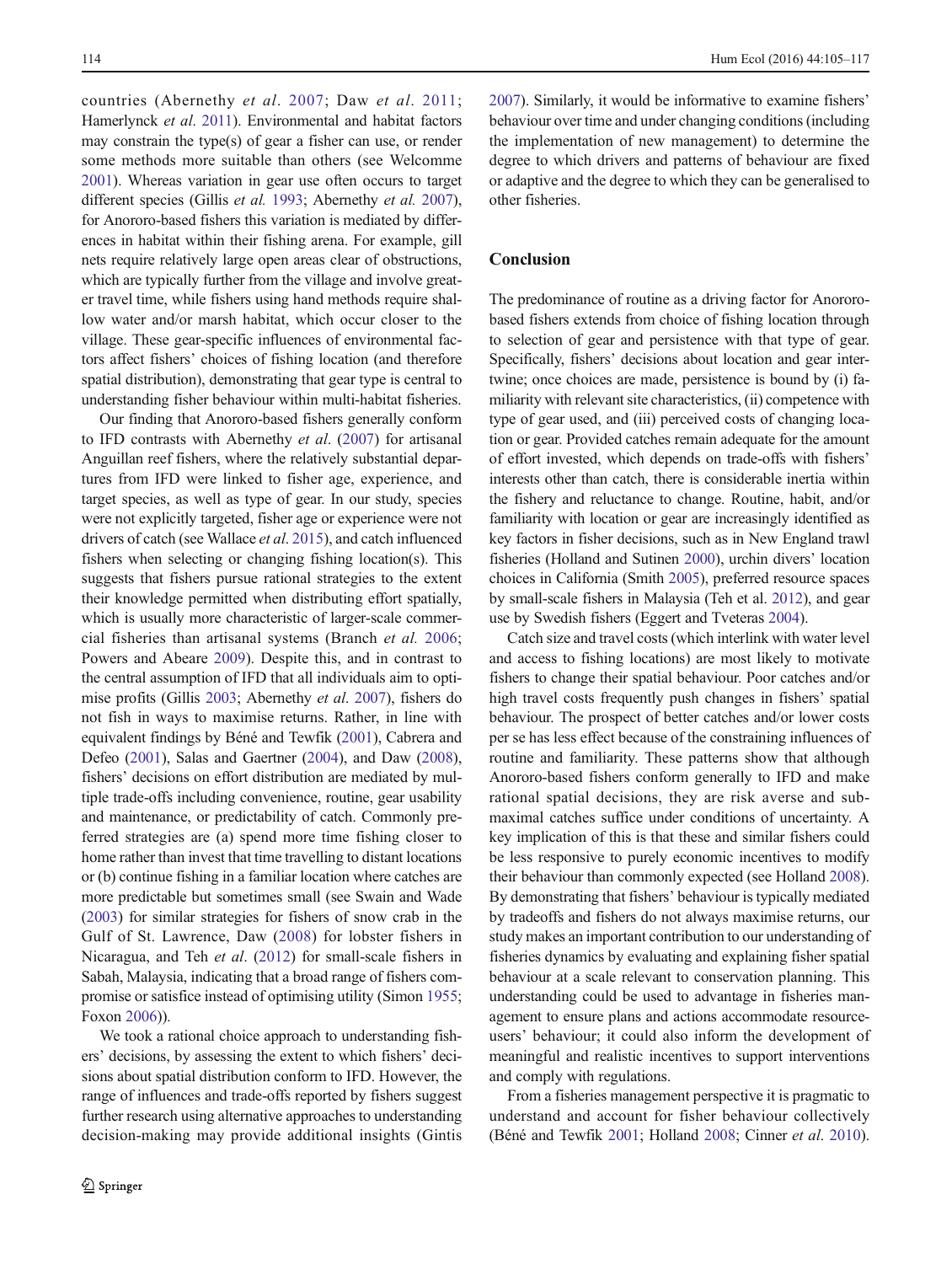countries (Abernethy *et al*. 2007; Daw *et al*. 2011; Hamerlynck *et al*. 2011). Environmental and habitat factors may constrain the type(s) of gear a fisher can use, or render some methods more suitable than others (see Welcomme 2001). Whereas variation in gear use often occurs to target different species (Gillis *et al.* 1993; Abernethy *et al.* 2007), for Anororo-based fishers this variation is mediated by differences in habitat within their fishing arena. For example, gill nets require relatively large open areas clear of obstructions, which are typically further from the village and involve greater travel time, while fishers using hand methods require shallow water and/or marsh habitat, which occur closer to the village. These gear-specific influences of environmental factors affect fishers' choices of fishing location (and therefore spatial distribution), demonstrating that gear type is central to understanding fisher behaviour within multi-habitat fisheries.

Our finding that Anororo-based fishers generally conform to IFD contrasts with Abernethy *et al*. (2007) for artisanal Anguillan reef fishers, where the relatively substantial departures from IFD were linked to fisher age, experience, and target species, as well as type of gear. In our study, species were not explicitly targeted, fisher age or experience were not drivers of catch (see Wallace *et al*. 2015), and catch influenced fishers when selecting or changing fishing location(s). This suggests that fishers pursue rational strategies to the extent their knowledge permitted when distributing effort spatially, which is usually more characteristic of larger-scale commercial fisheries than artisanal systems (Branch *et al.* 2006; Powers and Abeare 2009). Despite this, and in contrast to the central assumption of IFD that all individuals aim to optimise profits (Gillis 2003; Abernethy *et al*. 2007), fishers do not fish in ways to maximise returns. Rather, in line with equivalent findings by Béné and Tewfik (2001), Cabrera and Defeo (2001), Salas and Gaertner (2004), and Daw (2008), fishers' decisions on effort distribution are mediated by multiple trade-offs including convenience, routine, gear usability and maintenance, or predictability of catch. Commonly preferred strategies are (a) spend more time fishing closer to home rather than invest that time travelling to distant locations or (b) continue fishing in a familiar location where catches are more predictable but sometimes small (see Swain and Wade (2003) for similar strategies for fishers of snow crab in the Gulf of St. Lawrence, Daw (2008) for lobster fishers in Nicaragua, and Teh *et al*. (2012) for small-scale fishers in Sabah, Malaysia, indicating that a broad range of fishers compromise or satisfice instead of optimising utility (Simon 1955; Foxon 2006)).

We took a rational choice approach to understanding fishers' decisions, by assessing the extent to which fishers' decisions about spatial distribution conform to IFD. However, the range of influences and trade-offs reported by fishers suggest further research using alternative approaches to understanding decision-making may provide additional insights (Gintis 2007). Similarly, it would be informative to examine fishers' behaviour over time and under changing conditions (including the implementation of new management) to determine the degree to which drivers and patterns of behaviour are fixed or adaptive and the degree to which they can be generalised to other fisheries.

## Conclusion

The predominance of routine as a driving factor for Anororo-based fishers extends from choice of fishing location through to selection of gear and persistence with that type of gear. Specifically, fishers' decisions about location and gear intertwine; once choices are made, persistence is bound by (i) familiarity with relevant site characteristics, (ii) competence with type of gear used, and (iii) perceived costs of changing location or gear. Provided catches remain adequate for the amount of effort invested, which depends on trade-offs with fishers' interests other than catch, there is considerable inertia within the fishery and reluctance to change. Routine, habit, and/or familiarity with location or gear are increasingly identified as key factors in fisher decisions, such as in New England trawl fisheries (Holland and Sutinen 2000), urchin divers' location choices in California (Smith 2005), preferred resource spaces by small-scale fishers in Malaysia (Teh et al. 2012), and gear use by Swedish fishers (Eggert and Tveteras 2004).

Catch size and travel costs (which interlink with water level and access to fishing locations) are most likely to motivate fishers to change their spatial behaviour. Poor catches and/or high travel costs frequently push changes in fishers' spatial behaviour. The prospect of better catches and/or lower costs per se has less effect because of the constraining influences of routine and familiarity. These patterns show that although Anororo-based fishers conform generally to IFD and make rational spatial decisions, they are risk averse and sub-maximal catches suffice under conditions of uncertainty. A key implication of this is that these and similar fishers could be less responsive to purely economic incentives to modify their behaviour than commonly expected (see Holland 2008). By demonstrating that fishers' behaviour is typically mediated by tradeoffs and fishers do not always maximise returns, our study makes an important contribution to our understanding of fisheries dynamics by evaluating and explaining fisher spatial behaviour at a scale relevant to conservation planning. This understanding could be used to advantage in fisheries management to ensure plans and actions accommodate resource-users' behaviour; it could also inform the development of meaningful and realistic incentives to support interventions and comply with regulations.

From a fisheries management perspective it is pragmatic to understand and account for fisher behaviour collectively (Béné and Tewfik 2001; Holland 2008; Cinner *et al*. 2010).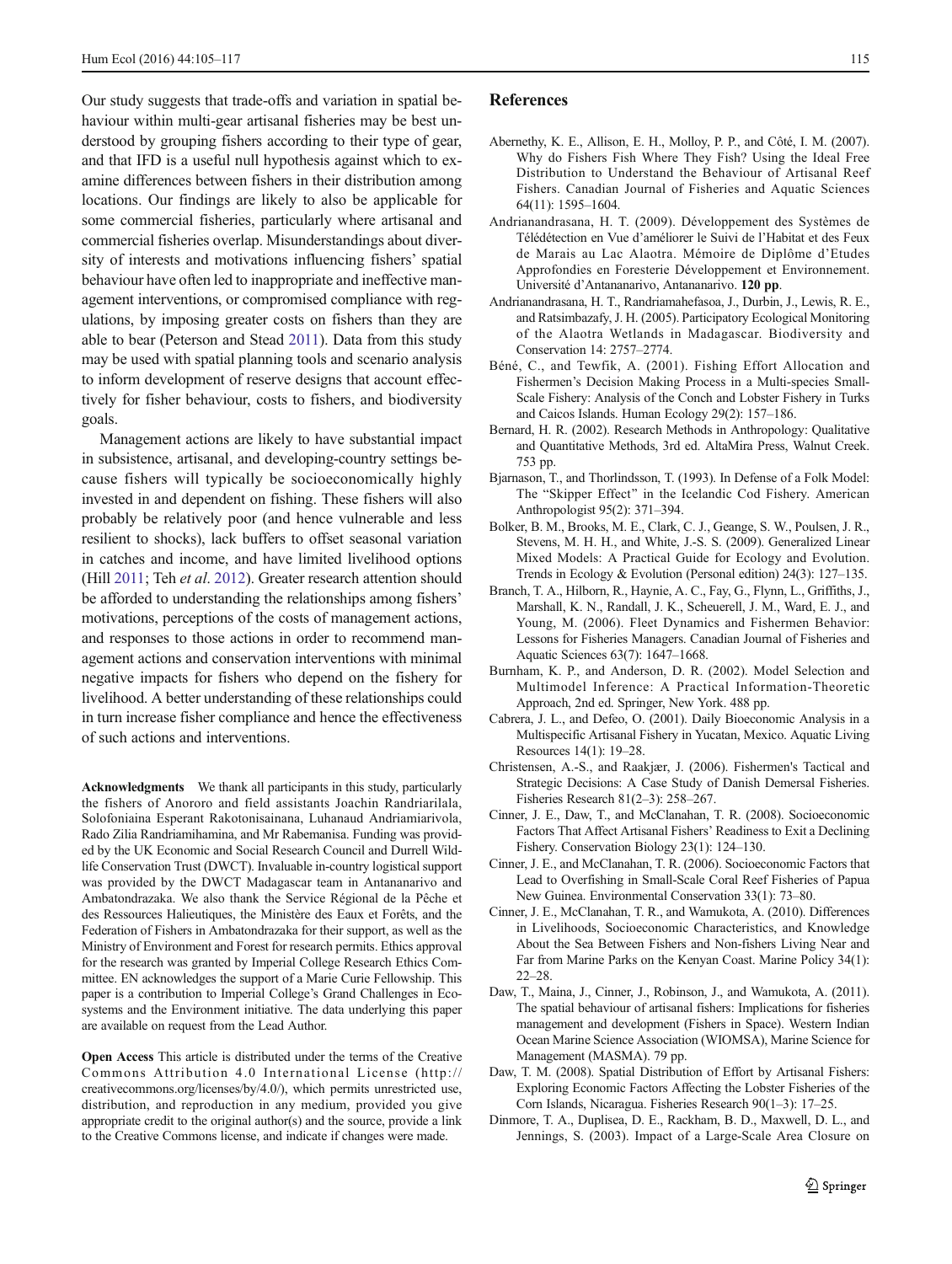Our study suggests that trade-offs and variation in spatial behaviour within multi-gear artisanal fisheries may be best understood by grouping fishers according to their type of gear, and that IFD is a useful null hypothesis against which to examine differences between fishers in their distribution among locations. Our findings are likely to also be applicable for some commercial fisheries, particularly where artisanal and commercial fisheries overlap. Misunderstandings about diversity of interests and motivations influencing fishers' spatial behaviour have often led to inappropriate and ineffective management interventions, or compromised compliance with regulations, by imposing greater costs on fishers than they are able to bear (Peterson and Stead 2011). Data from this study may be used with spatial planning tools and scenario analysis to inform development of reserve designs that account effectively for fisher behaviour, costs to fishers, and biodiversity goals.

Management actions are likely to have substantial impact in subsistence, artisanal, and developing-country settings because fishers will typically be socioeconomically highly invested in and dependent on fishing. These fishers will also probably be relatively poor (and hence vulnerable and less resilient to shocks), lack buffers to offset seasonal variation in catches and income, and have limited livelihood options (Hill 2011; Teh *et al*. 2012). Greater research attention should be afforded to understanding the relationships among fishers' motivations, perceptions of the costs of management actions, and responses to those actions in order to recommend management actions and conservation interventions with minimal negative impacts for fishers who depend on the fishery for livelihood. A better understanding of these relationships could in turn increase fisher compliance and hence the effectiveness of such actions and interventions.

**Acknowledgments** We thank all participants in this study, particularly the fishers of Anororo and field assistants Joachin Randriarilala, Solofoniaina Esperant Rakotonisainana, Luhanaud Andriamiarivola, Rado Zilia Randriamihamina, and Mr Rabemanisa. Funding was provided by the UK Economic and Social Research Council and Durrell Wildlife Conservation Trust (DWCT). Invaluable in-country logistical support was provided by the DWCT Madagascar team in Antananarivo and Ambatondrazaka. We also thank the Service Régional de la Pêche et des Ressources Halieutiques, the Ministère des Eaux et Forêts, and the Federation of Fishers in Ambatondrazaka for their support, as well as the Ministry of Environment and Forest for research permits. Ethics approval for the research was granted by Imperial College Research Ethics Committee. EN acknowledges the support of a Marie Curie Fellowship. This paper is a contribution to Imperial College's Grand Challenges in Ecosystems and the Environment initiative. The data underlying this paper are available on request from the Lead Author.

**Open Access** This article is distributed under the terms of the Creative Commons Attribution 4.0 International License (http://creativecommons.org/licenses/by/4.0/), which permits unrestricted use, distribution, and reproduction in any medium, provided you give appropriate credit to the original author(s) and the source, provide a link to the Creative Commons license, and indicate if changes were made.

## References

Abernethy, K. E., Allison, E. H., Molloy, P. P., and Côté, I. M. (2007). Why do Fishers Fish Where They Fish? Using the Ideal Free Distribution to Understand the Behaviour of Artisanal Reef Fishers. Canadian Journal of Fisheries and Aquatic Sciences 64(11): 1595–1604.

Andrianandrasana, H. T. (2009). Développement des Systèmes de Télédétection en Vue d'améliorer le Suivi de l'Habitat et des Feux de Marais au Lac Alaotra. Mémoire de Diplôme d'Etudes Approfondies en Foresterie Développement et Environnement. Université d'Antananarivo, Antananarivo. **120 pp**.

Andrianandrasana, H. T., Randriamahefasoa, J., Durbin, J., Lewis, R. E., and Ratsimbazafy, J. H. (2005). Participatory Ecological Monitoring of the Alaotra Wetlands in Madagascar. Biodiversity and Conservation 14: 2757–2774.

Béné, C., and Tewfik, A. (2001). Fishing Effort Allocation and Fishermen's Decision Making Process in a Multi-species Small-Scale Fishery: Analysis of the Conch and Lobster Fishery in Turks and Caicos Islands. Human Ecology 29(2): 157–186.

Bernard, H. R. (2002). Research Methods in Anthropology: Qualitative and Quantitative Methods, 3rd ed. AltaMira Press, Walnut Creek. 753 pp.

Bjarnason, T., and Thorlindsson, T. (1993). In Defense of a Folk Model: The "Skipper Effect" in the Icelandic Cod Fishery. American Anthropologist 95(2): 371–394.

Bolker, B. M., Brooks, M. E., Clark, C. J., Geange, S. W., Poulsen, J. R., Stevens, M. H. H., and White, J.-S. S. (2009). Generalized Linear Mixed Models: A Practical Guide for Ecology and Evolution. Trends in Ecology & Evolution (Personal edition) 24(3): 127–135.

Branch, T. A., Hilborn, R., Haynie, A. C., Fay, G., Flynn, L., Griffiths, J., Marshall, K. N., Randall, J. K., Scheuerell, J. M., Ward, E. J., and Young, M. (2006). Fleet Dynamics and Fishermen Behavior: Lessons for Fisheries Managers. Canadian Journal of Fisheries and Aquatic Sciences 63(7): 1647–1668.

Burnham, K. P., and Anderson, D. R. (2002). Model Selection and Multimodel Inference: A Practical Information-Theoretic Approach, 2nd ed. Springer, New York. 488 pp.

Cabrera, J. L., and Defeo, O. (2001). Daily Bioeconomic Analysis in a Multispecific Artisanal Fishery in Yucatan, Mexico. Aquatic Living Resources 14(1): 19–28.

Christensen, A.-S., and Raakjær, J. (2006). Fishermen's Tactical and Strategic Decisions: A Case Study of Danish Demersal Fisheries. Fisheries Research 81(2–3): 258–267.

Cinner, J. E., Daw, T., and McClanahan, T. R. (2008). Socioeconomic Factors That Affect Artisanal Fishers' Readiness to Exit a Declining Fishery. Conservation Biology 23(1): 124–130.

Cinner, J. E., and McClanahan, T. R. (2006). Socioeconomic Factors that Lead to Overfishing in Small-Scale Coral Reef Fisheries of Papua New Guinea. Environmental Conservation 33(1): 73–80.

Cinner, J. E., McClanahan, T. R., and Wamukota, A. (2010). Differences in Livelihoods, Socioeconomic Characteristics, and Knowledge About the Sea Between Fishers and Non-fishers Living Near and Far from Marine Parks on the Kenyan Coast. Marine Policy 34(1): 22–28.

Daw, T., Maina, J., Cinner, J., Robinson, J., and Wamukota, A. (2011). The spatial behaviour of artisanal fishers: Implications for fisheries management and development (Fishers in Space). Western Indian Ocean Marine Science Association (WIOMSA), Marine Science for Management (MASMA). 79 pp.

Daw, T. M. (2008). Spatial Distribution of Effort by Artisanal Fishers: Exploring Economic Factors Affecting the Lobster Fisheries of the Corn Islands, Nicaragua. Fisheries Research 90(1–3): 17–25.

Dinmore, T. A., Duplisea, D. E., Rackham, B. D., Maxwell, D. L., and Jennings, S. (2003). Impact of a Large-Scale Area Closure on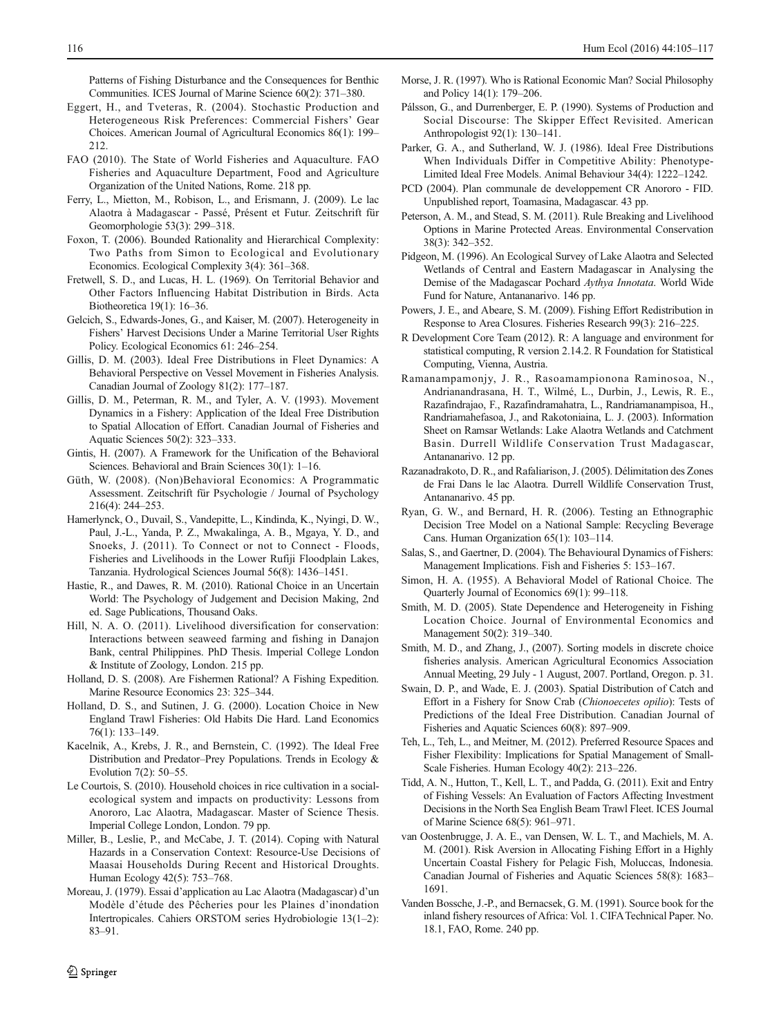Patterns of Fishing Disturbance and the Consequences for Benthic Communities. ICES Journal of Marine Science 60(2): 371–380.

Eggert, H., and Tveteras, R. (2004). Stochastic Production and Heterogeneous Risk Preferences: Commercial Fishers' Gear Choices. American Journal of Agricultural Economics 86(1): 199–212.

FAO (2010). The State of World Fisheries and Aquaculture. FAO Fisheries and Aquaculture Department, Food and Agriculture Organization of the United Nations, Rome. 218 pp.

Ferry, L., Mietton, M., Robison, L., and Erismann, J. (2009). Le lac Alaotra à Madagascar - Passé, Présent et Futur. Zeitschrift für Geomorphologie 53(3): 299–318.

Foxon, T. (2006). Bounded Rationality and Hierarchical Complexity: Two Paths from Simon to Ecological and Evolutionary Economics. Ecological Complexity 3(4): 361–368.

Fretwell, S. D., and Lucas, H. L. (1969). On Territorial Behavior and Other Factors Influencing Habitat Distribution in Birds. Acta Biotheoretica 19(1): 16–36.

Gelcich, S., Edwards-Jones, G., and Kaiser, M. (2007). Heterogeneity in Fishers' Harvest Decisions Under a Marine Territorial User Rights Policy. Ecological Economics 61: 246–254.

Gillis, D. M. (2003). Ideal Free Distributions in Fleet Dynamics: A Behavioral Perspective on Vessel Movement in Fisheries Analysis. Canadian Journal of Zoology 81(2): 177–187.

Gillis, D. M., Peterman, R. M., and Tyler, A. V. (1993). Movement Dynamics in a Fishery: Application of the Ideal Free Distribution to Spatial Allocation of Effort. Canadian Journal of Fisheries and Aquatic Sciences 50(2): 323–333.

Gintis, H. (2007). A Framework for the Unification of the Behavioral Sciences. Behavioral and Brain Sciences 30(1): 1–16.

Güth, W. (2008). (Non)Behavioral Economics: A Programmatic Assessment. Zeitschrift für Psychologie / Journal of Psychology 216(4): 244–253.

Hamerlynck, O., Duvail, S., Vandepitte, L., Kindinda, K., Nyingi, D. W., Paul, J.-L., Yanda, P. Z., Mwakalinga, A. B., Mgaya, Y. D., and Snoeks, J. (2011). To Connect or not to Connect - Floods, Fisheries and Livelihoods in the Lower Rufiji Floodplain Lakes, Tanzania. Hydrological Sciences Journal 56(8): 1436–1451.

Hastie, R., and Dawes, R. M. (2010). Rational Choice in an Uncertain World: The Psychology of Judgement and Decision Making, 2nd ed. Sage Publications, Thousand Oaks.

Hill, N. A. O. (2011). Livelihood diversification for conservation: Interactions between seaweed farming and fishing in Danajon Bank, central Philippines. PhD Thesis. Imperial College London & Institute of Zoology, London. 215 pp.

Holland, D. S. (2008). Are Fishermen Rational? A Fishing Expedition. Marine Resource Economics 23: 325–344.

Holland, D. S., and Sutinen, J. G. (2000). Location Choice in New England Trawl Fisheries: Old Habits Die Hard. Land Economics 76(1): 133–149.

Kacelnik, A., Krebs, J. R., and Bernstein, C. (1992). The Ideal Free Distribution and Predator–Prey Populations. Trends in Ecology & Evolution 7(2): 50–55.

Le Courtois, S. (2010). Household choices in rice cultivation in a social-ecological system and impacts on productivity: Lessons from Anororo, Lac Alaotra, Madagascar. Master of Science Thesis. Imperial College London, London. 79 pp.

Miller, B., Leslie, P., and McCabe, J. T. (2014). Coping with Natural Hazards in a Conservation Context: Resource-Use Decisions of Maasai Households During Recent and Historical Droughts. Human Ecology 42(5): 753–768.

Moreau, J. (1979). Essai d'application au Lac Alaotra (Madagascar) d'un Modèle d'étude des Pêcheries pour les Plaines d'inondation Intertropicales. Cahiers ORSTOM series Hydrobiologie 13(1–2): 83–91.

Morse, J. R. (1997). Who is Rational Economic Man? Social Philosophy and Policy 14(1): 179–206.

Pálsson, G., and Durrenberger, E. P. (1990). Systems of Production and Social Discourse: The Skipper Effect Revisited. American Anthropologist 92(1): 130–141.

Parker, G. A., and Sutherland, W. J. (1986). Ideal Free Distributions When Individuals Differ in Competitive Ability: Phenotype-Limited Ideal Free Models. Animal Behaviour 34(4): 1222–1242.

PCD (2004). Plan communale de developpement CR Anororo - FID. Unpublished report, Toamasina, Madagascar. 43 pp.

Peterson, A. M., and Stead, S. M. (2011). Rule Breaking and Livelihood Options in Marine Protected Areas. Environmental Conservation 38(3): 342–352.

Pidgeon, M. (1996). An Ecological Survey of Lake Alaotra and Selected Wetlands of Central and Eastern Madagascar in Analysing the Demise of the Madagascar Pochard *Aythya Innotata*. World Wide Fund for Nature, Antananarivo. 146 pp.

Powers, J. E., and Abeare, S. M. (2009). Fishing Effort Redistribution in Response to Area Closures. Fisheries Research 99(3): 216–225.

R Development Core Team (2012). R: A language and environment for statistical computing, R version 2.14.2. R Foundation for Statistical Computing, Vienna, Austria.

Ramanampamonjy, J. R., Rasoamampionona Raminosoa, N., Andrianandrasana, H. T., Wilmé, L., Durbin, J., Lewis, R. E., Razafindrajao, F., Razafindramahatra, L., Randriamanampisoa, H., Randriamahefasoa, J., and Rakotoniaina, L. J. (2003). Information Sheet on Ramsar Wetlands: Lake Alaotra Wetlands and Catchment Basin. Durrell Wildlife Conservation Trust Madagascar, Antananarivo. 12 pp.

Razanadrakoto, D. R., and Rafaliarison, J. (2005). Délimitation des Zones de Frai Dans le lac Alaotra. Durrell Wildlife Conservation Trust, Antananarivo. 45 pp.

Ryan, G. W., and Bernard, H. R. (2006). Testing an Ethnographic Decision Tree Model on a National Sample: Recycling Beverage Cans. Human Organization 65(1): 103–114.

Salas, S., and Gaertner, D. (2004). The Behavioural Dynamics of Fishers: Management Implications. Fish and Fisheries 5: 153–167.

Simon, H. A. (1955). A Behavioral Model of Rational Choice. The Quarterly Journal of Economics 69(1): 99–118.

Smith, M. D. (2005). State Dependence and Heterogeneity in Fishing Location Choice. Journal of Environmental Economics and Management 50(2): 319–340.

Smith, M. D., and Zhang, J., (2007). Sorting models in discrete choice fisheries analysis. American Agricultural Economics Association Annual Meeting, 29 July - 1 August, 2007. Portland, Oregon. p. 31.

Swain, D. P., and Wade, E. J. (2003). Spatial Distribution of Catch and Effort in a Fishery for Snow Crab (*Chionoecetes opilio*): Tests of Predictions of the Ideal Free Distribution. Canadian Journal of Fisheries and Aquatic Sciences 60(8): 897–909.

Teh, L., Teh, L., and Meitner, M. (2012). Preferred Resource Spaces and Fisher Flexibility: Implications for Spatial Management of Small-Scale Fisheries. Human Ecology 40(2): 213–226.

Tidd, A. N., Hutton, T., Kell, L. T., and Padda, G. (2011). Exit and Entry of Fishing Vessels: An Evaluation of Factors Affecting Investment Decisions in the North Sea English Beam Trawl Fleet. ICES Journal of Marine Science 68(5): 961–971.

van Oostenbrugge, J. A. E., van Densen, W. L. T., and Machiels, M. A. M. (2001). Risk Aversion in Allocating Fishing Effort in a Highly Uncertain Coastal Fishery for Pelagic Fish, Moluccas, Indonesia. Canadian Journal of Fisheries and Aquatic Sciences 58(8): 1683–1691.

Vanden Bossche, J.-P., and Bernacsek, G. M. (1991). Source book for the inland fishery resources of Africa: Vol. 1. CIFA Technical Paper. No. 18.1, FAO, Rome. 240 pp.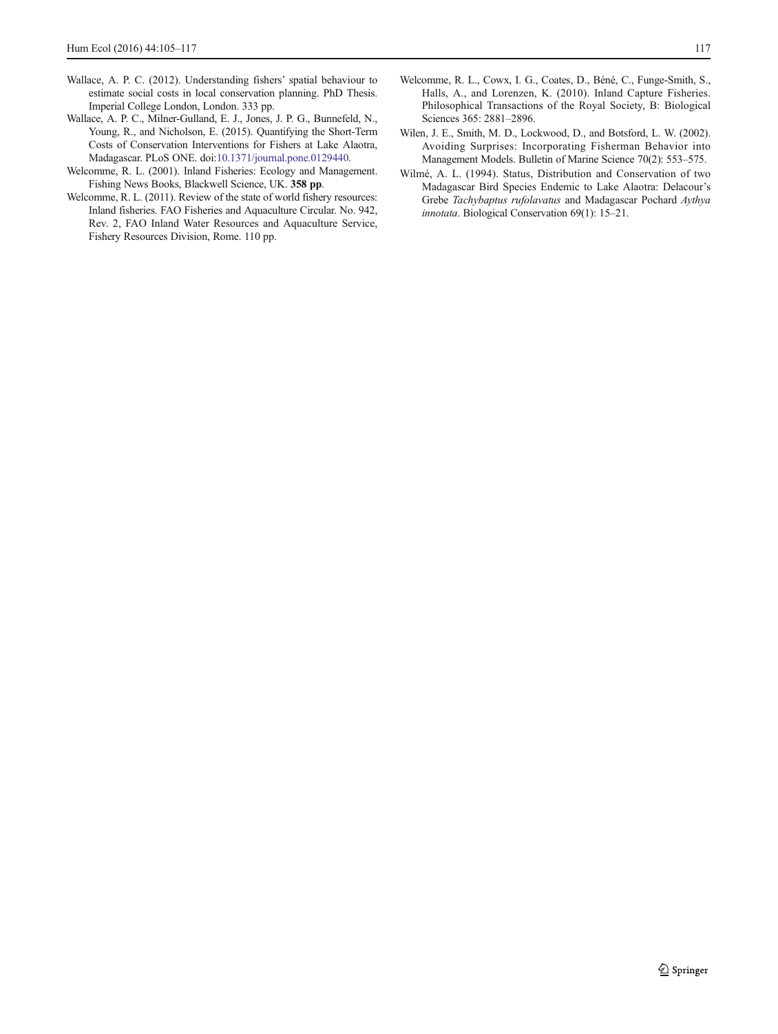Wallace, A. P. C. (2012). Understanding fishers' spatial behaviour to estimate social costs in local conservation planning. PhD Thesis. Imperial College London, London. 333 pp.

Wallace, A. P. C., Milner-Gulland, E. J., Jones, J. P. G., Bunnefeld, N., Young, R., and Nicholson, E. (2015). Quantifying the Short-Term Costs of Conservation Interventions for Fishers at Lake Alaotra, Madagascar. PLoS ONE. doi:10.1371/journal.pone.0129440.

Welcomme, R. L. (2001). Inland Fisheries: Ecology and Management. Fishing News Books, Blackwell Science, UK. **358 pp**.

Welcomme, R. L. (2011). Review of the state of world fishery resources: Inland fisheries. FAO Fisheries and Aquaculture Circular. No. 942, Rev. 2, FAO Inland Water Resources and Aquaculture Service, Fishery Resources Division, Rome. 110 pp.

Welcomme, R. L., Cowx, I. G., Coates, D., Béné, C., Funge-Smith, S., Halls, A., and Lorenzen, K. (2010). Inland Capture Fisheries. Philosophical Transactions of the Royal Society, B: Biological Sciences 365: 2881–2896.

Wilen, J. E., Smith, M. D., Lockwood, D., and Botsford, L. W. (2002). Avoiding Surprises: Incorporating Fisherman Behavior into Management Models. Bulletin of Marine Science 70(2): 553–575.

Wilmé, A. L. (1994). Status, Distribution and Conservation of two Madagascar Bird Species Endemic to Lake Alaotra: Delacour's Grebe *Tachybaptus rufolavatus* and Madagascar Pochard *Aythya innotata*. Biological Conservation 69(1): 15–21.